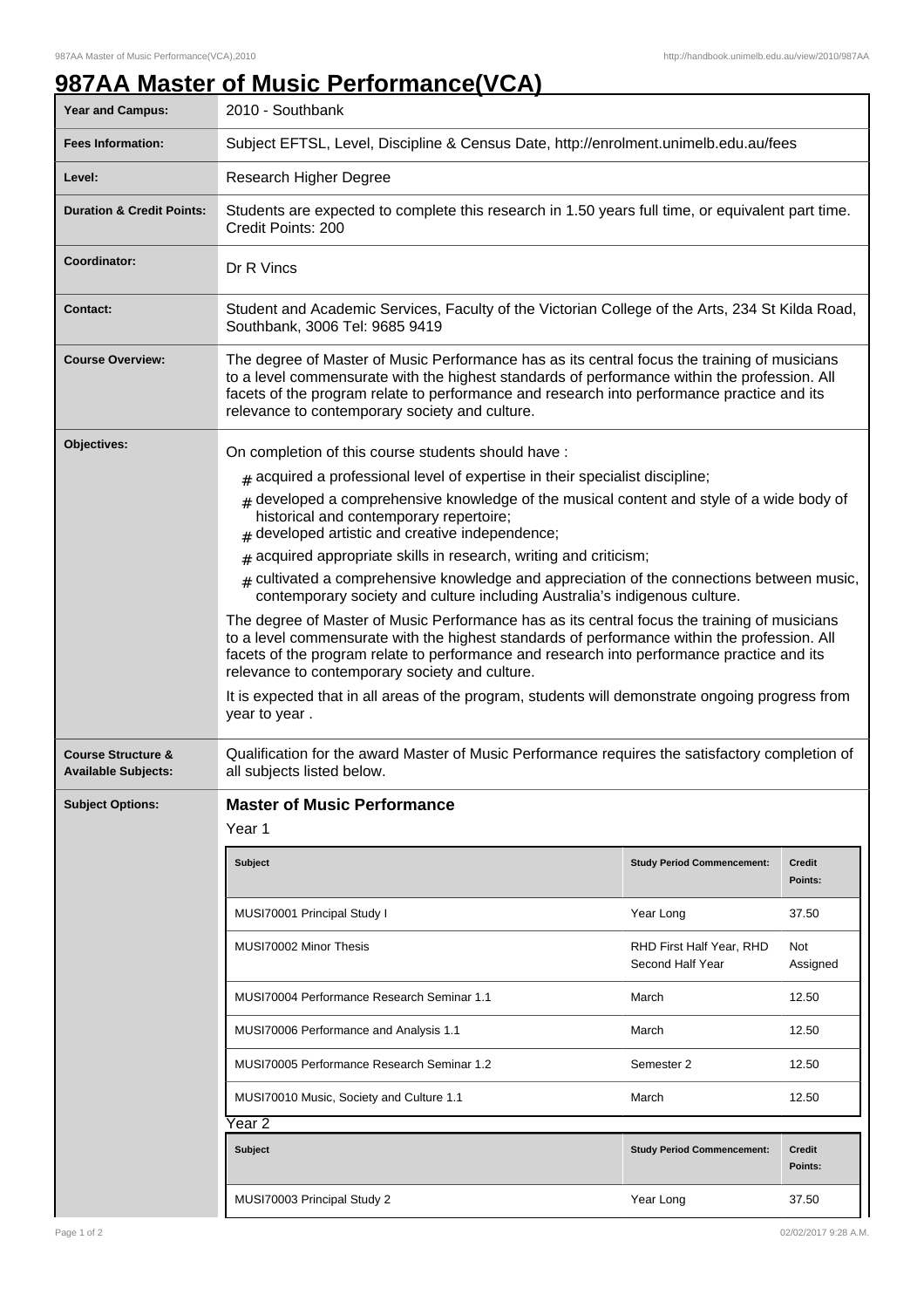# 987AA Master of Music Performance(VCA)

| Field | Details |
| --- | --- |
| **Year and Campus:** | 2010 - Southbank |
| **Fees Information:** | Subject EFTSL, Level, Discipline & Census Date, http://enrolment.unimelb.edu.au/fees |
| **Level:** | Research Higher Degree |
| **Duration & Credit Points:** | Students are expected to complete this research in 1.50 years full time, or equivalent part time. Credit Points: 200 |
| **Coordinator:** | Dr R Vincs |
| **Contact:** | Student and Academic Services, Faculty of the Victorian College of the Arts, 234 St Kilda Road, Southbank, 3006 Tel: 9685 9419 |
| **Course Overview:** | The degree of Master of Music Performance has as its central focus the training of musicians to a level commensurate with the highest standards of performance within the profession. All facets of the program relate to performance and research into performance practice and its relevance to contemporary society and culture. |

**Objectives:**

On completion of this course students should have :

- acquired a professional level of expertise in their specialist discipline;
- developed a comprehensive knowledge of the musical content and style of a wide body of historical and contemporary repertoire;
- developed artistic and creative independence;
- acquired appropriate skills in research, writing and criticism;
- cultivated a comprehensive knowledge and appreciation of the connections between music, contemporary society and culture including Australia's indigenous culture.

The degree of Master of Music Performance has as its central focus the training of musicians to a level commensurate with the highest standards of performance within the profession. All facets of the program relate to performance and research into performance practice and its relevance to contemporary society and culture.

It is expected that in all areas of the program, students will demonstrate ongoing progress from year to year .

**Course Structure & Available Subjects:**

Qualification for the award Master of Music Performance requires the satisfactory completion of all subjects listed below.

**Subject Options:**

## Master of Music Performance

Year 1

| Subject | Study Period Commencement: | Credit Points: |
| --- | --- | --- |
| MUSI70001 Principal Study I | Year Long | 37.50 |
| MUSI70002 Minor Thesis | RHD First Half Year, RHD Second Half Year | Not Assigned |
| MUSI70004 Performance Research Seminar 1.1 | March | 12.50 |
| MUSI70006 Performance and Analysis 1.1 | March | 12.50 |
| MUSI70005 Performance Research Seminar 1.2 | Semester 2 | 12.50 |
| MUSI70010 Music, Society and Culture 1.1 | March | 12.50 |

Year 2

| Subject | Study Period Commencement: | Credit Points: |
| --- | --- | --- |
| MUSI70003 Principal Study 2 | Year Long | 37.50 |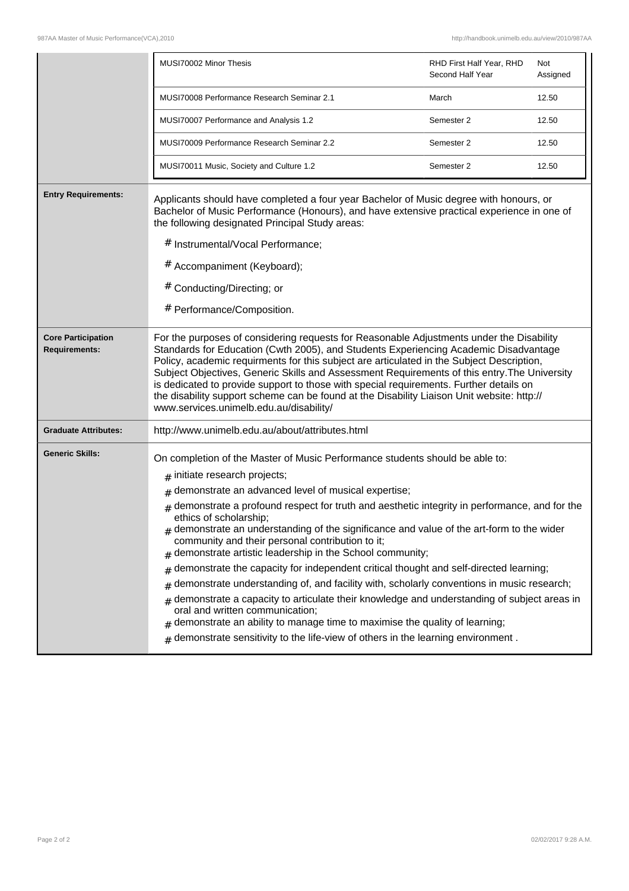| | | | |
|---|---|---|---|
| | MUSI70002 Minor Thesis | RHD First Half Year, RHD Second Half Year | Not Assigned |
| | MUSI70008 Performance Research Seminar 2.1 | March | 12.50 |
| | MUSI70007 Performance and Analysis 1.2 | Semester 2 | 12.50 |
| | MUSI70009 Performance Research Seminar 2.2 | Semester 2 | 12.50 |
| | MUSI70011 Music, Society and Culture 1.2 | Semester 2 | 12.50 |

| | |
|---|---|
| **Entry Requirements:** | Applicants should have completed a four year Bachelor of Music degree with honours, or Bachelor of Music Performance (Honours), and have extensive practical experience in one of the following designated Principal Study areas: # Instrumental/Vocal Performance; # Accompaniment (Keyboard); # Conducting/Directing; or # Performance/Composition. |
| **Core Participation Requirements:** | For the purposes of considering requests for Reasonable Adjustments under the Disability Standards for Education (Cwth 2005), and Students Experiencing Academic Disadvantage Policy, academic requirments for this subject are articulated in the Subject Description, Subject Objectives, Generic Skills and Assessment Requirements of this entry.The University is dedicated to provide support to those with special requirements. Further details on the disability support scheme can be found at the Disability Liaison Unit website: http://www.services.unimelb.edu.au/disability/ |
| **Graduate Attributes:** | http://www.unimelb.edu.au/about/attributes.html |
| **Generic Skills:** | On completion of the Master of Music Performance students should be able to: # initiate research projects; # demonstrate an advanced level of musical expertise; # demonstrate a profound respect for truth and aesthetic integrity in performance, and for the ethics of scholarship; # demonstrate an understanding of the significance and value of the art-form to the wider community and their personal contribution to it; # demonstrate artistic leadership in the School community; # demonstrate the capacity for independent critical thought and self-directed learning; # demonstrate understanding of, and facility with, scholarly conventions in music research; # demonstrate a capacity to articulate their knowledge and understanding of subject areas in oral and written communication; # demonstrate an ability to manage time to maximise the quality of learning; # demonstrate sensitivity to the life-view of others in the learning environment . |